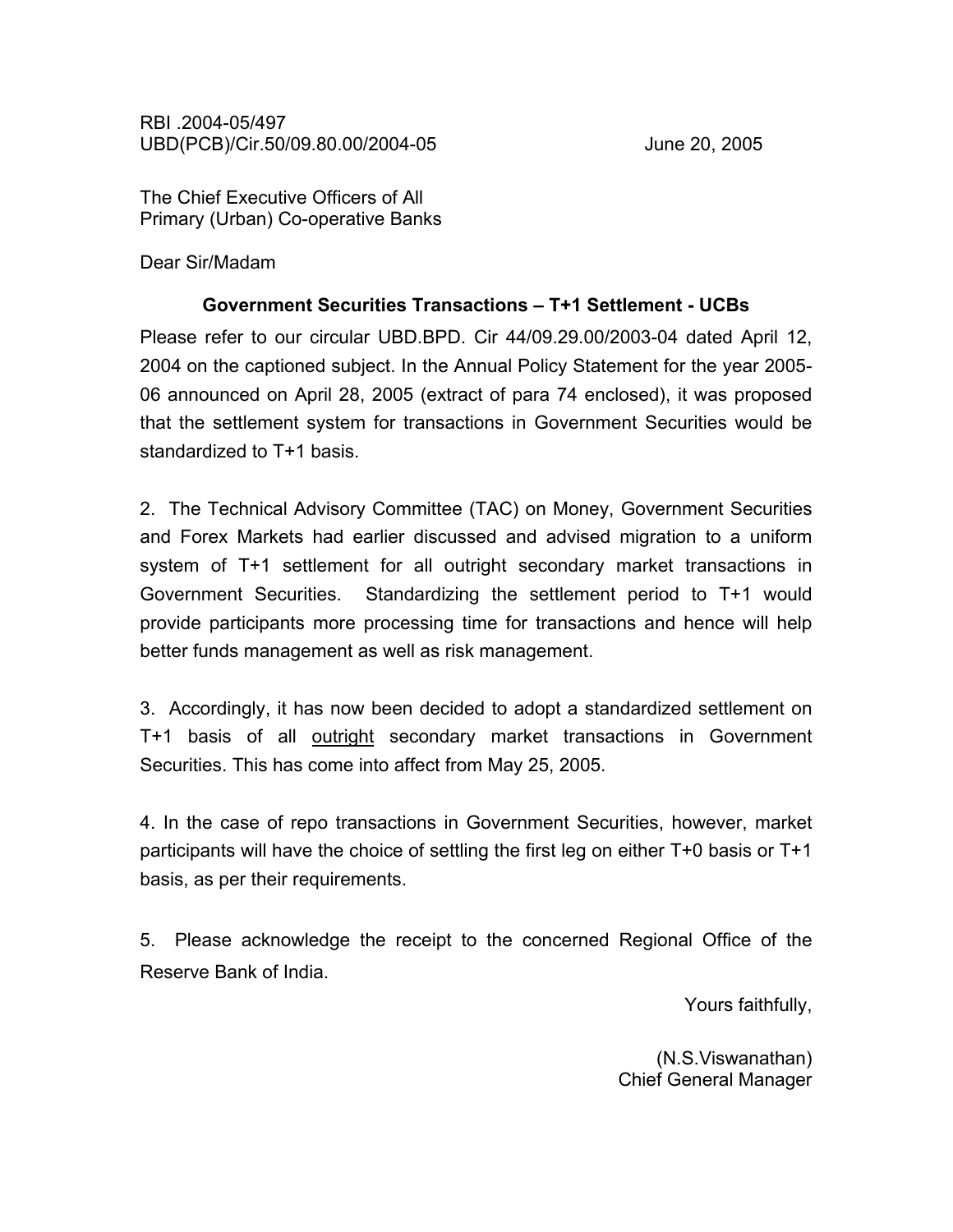RBI .2004-05/497
UBD(PCB)/Cir.50/09.80.00/2004-05 June 20, 2005

The Chief Executive Officers of All
Primary (Urban) Co-operative Banks

Dear Sir/Madam

**Government Securities Transactions – T+1 Settlement - UCBs**

Please refer to our circular UBD.BPD. Cir 44/09.29.00/2003-04 dated April 12, 2004 on the captioned subject. In the Annual Policy Statement for the year 2005-06 announced on April 28, 2005 (extract of para 74 enclosed), it was proposed that the settlement system for transactions in Government Securities would be standardized to T+1 basis.

2. The Technical Advisory Committee (TAC) on Money, Government Securities and Forex Markets had earlier discussed and advised migration to a uniform system of T+1 settlement for all outright secondary market transactions in Government Securities. Standardizing the settlement period to T+1 would provide participants more processing time for transactions and hence will help better funds management as well as risk management.

3. Accordingly, it has now been decided to adopt a standardized settlement on T+1 basis of all <u>outright</u> secondary market transactions in Government Securities. This has come into affect from May 25, 2005.

4. In the case of repo transactions in Government Securities, however, market participants will have the choice of settling the first leg on either T+0 basis or T+1 basis, as per their requirements.

5. Please acknowledge the receipt to the concerned Regional Office of the Reserve Bank of India.

Yours faithfully,

(N.S.Viswanathan)
Chief General Manager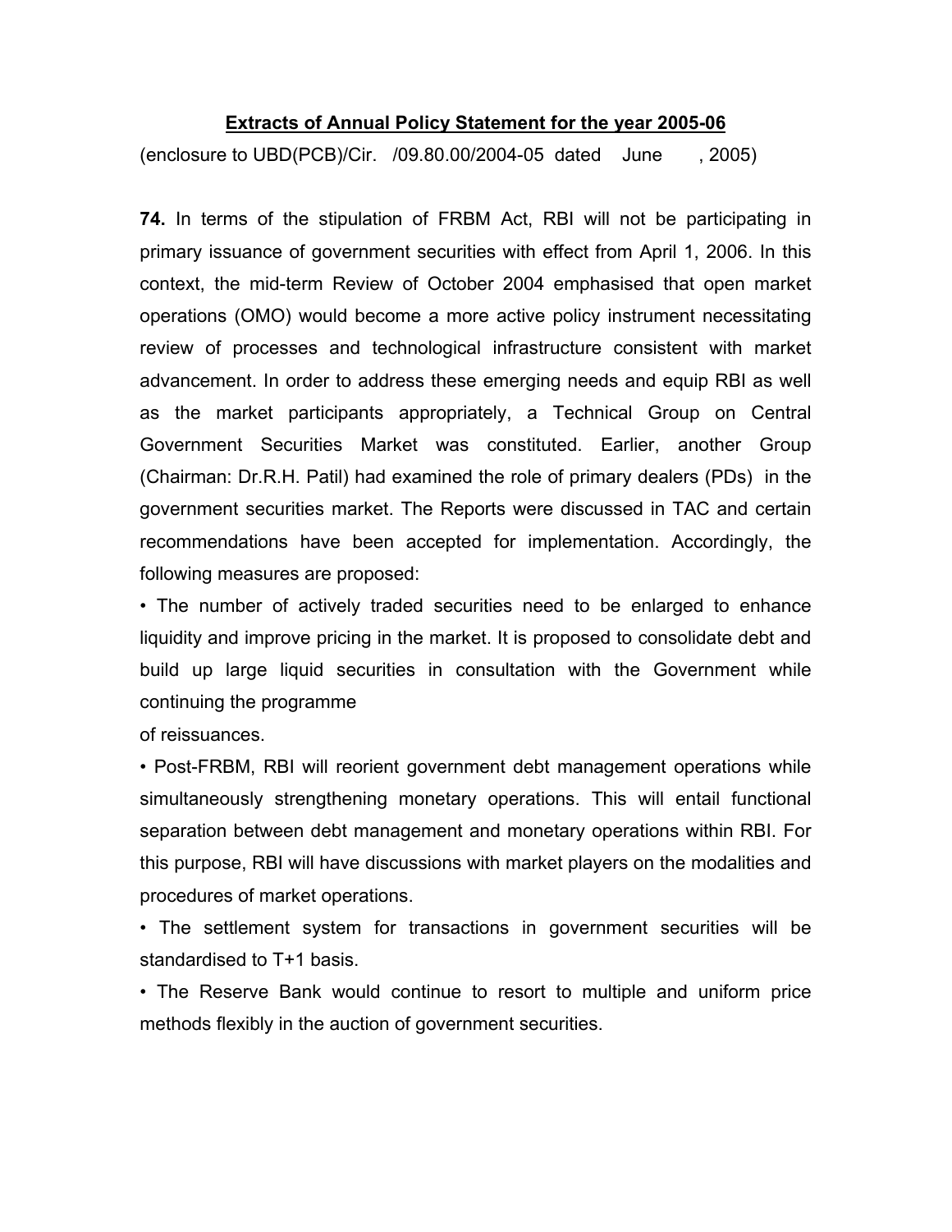**Extracts of Annual Policy Statement for the year 2005-06**

(enclosure to UBD(PCB)/Cir. /09.80.00/2004-05 dated June , 2005)

**74.** In terms of the stipulation of FRBM Act, RBI will not be participating in primary issuance of government securities with effect from April 1, 2006. In this context, the mid-term Review of October 2004 emphasised that open market operations (OMO) would become a more active policy instrument necessitating review of processes and technological infrastructure consistent with market advancement. In order to address these emerging needs and equip RBI as well as the market participants appropriately, a Technical Group on Central Government Securities Market was constituted. Earlier, another Group (Chairman: Dr.R.H. Patil) had examined the role of primary dealers (PDs) in the government securities market. The Reports were discussed in TAC and certain recommendations have been accepted for implementation. Accordingly, the following measures are proposed:

- The number of actively traded securities need to be enlarged to enhance liquidity and improve pricing in the market. It is proposed to consolidate debt and build up large liquid securities in consultation with the Government while continuing the programme of reissuances.
- Post-FRBM, RBI will reorient government debt management operations while simultaneously strengthening monetary operations. This will entail functional separation between debt management and monetary operations within RBI. For this purpose, RBI will have discussions with market players on the modalities and procedures of market operations.
- The settlement system for transactions in government securities will be standardised to T+1 basis.
- The Reserve Bank would continue to resort to multiple and uniform price methods flexibly in the auction of government securities.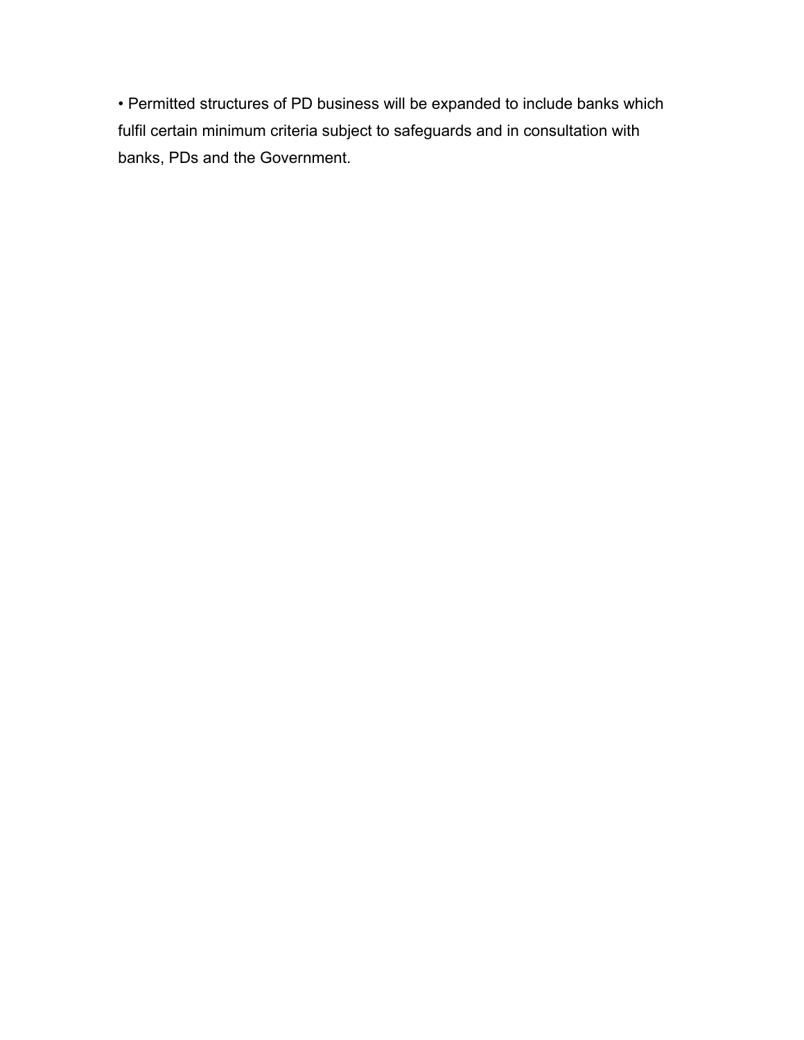- Permitted structures of PD business will be expanded to include banks which fulfil certain minimum criteria subject to safeguards and in consultation with banks, PDs and the Government.